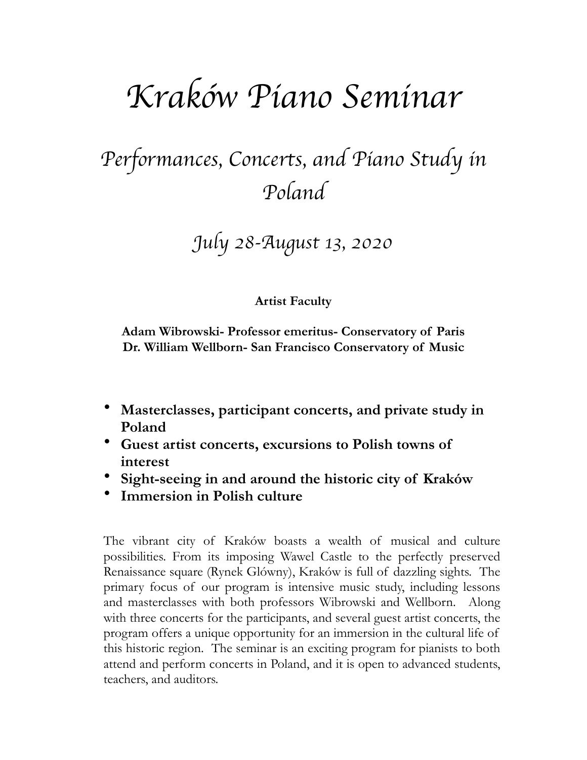# *Kraków Piano Seminar*

## *Performances, Concerts, and Piano Study in Poland*

### *July 28-August 13, 2020*

**Artist Faculty**

**Adam Wibrowski- Professor emeritus- Conservatory of Paris**
**Dr. William Wellborn- San Francisco Conservatory of Music**

- **Masterclasses, participant concerts, and private study in Poland**
- **Guest artist concerts, excursions to Polish towns of interest**
- **Sight-seeing in and around the historic city of Kraków**
- **Immersion in Polish culture**

The vibrant city of Kraków boasts a wealth of musical and culture possibilities. From its imposing Wawel Castle to the perfectly preserved Renaissance square (Rynek Glówny), Kraków is full of dazzling sights. The primary focus of our program is intensive music study, including lessons and masterclasses with both professors Wibrowski and Wellborn. Along with three concerts for the participants, and several guest artist concerts, the program offers a unique opportunity for an immersion in the cultural life of this historic region. The seminar is an exciting program for pianists to both attend and perform concerts in Poland, and it is open to advanced students, teachers, and auditors.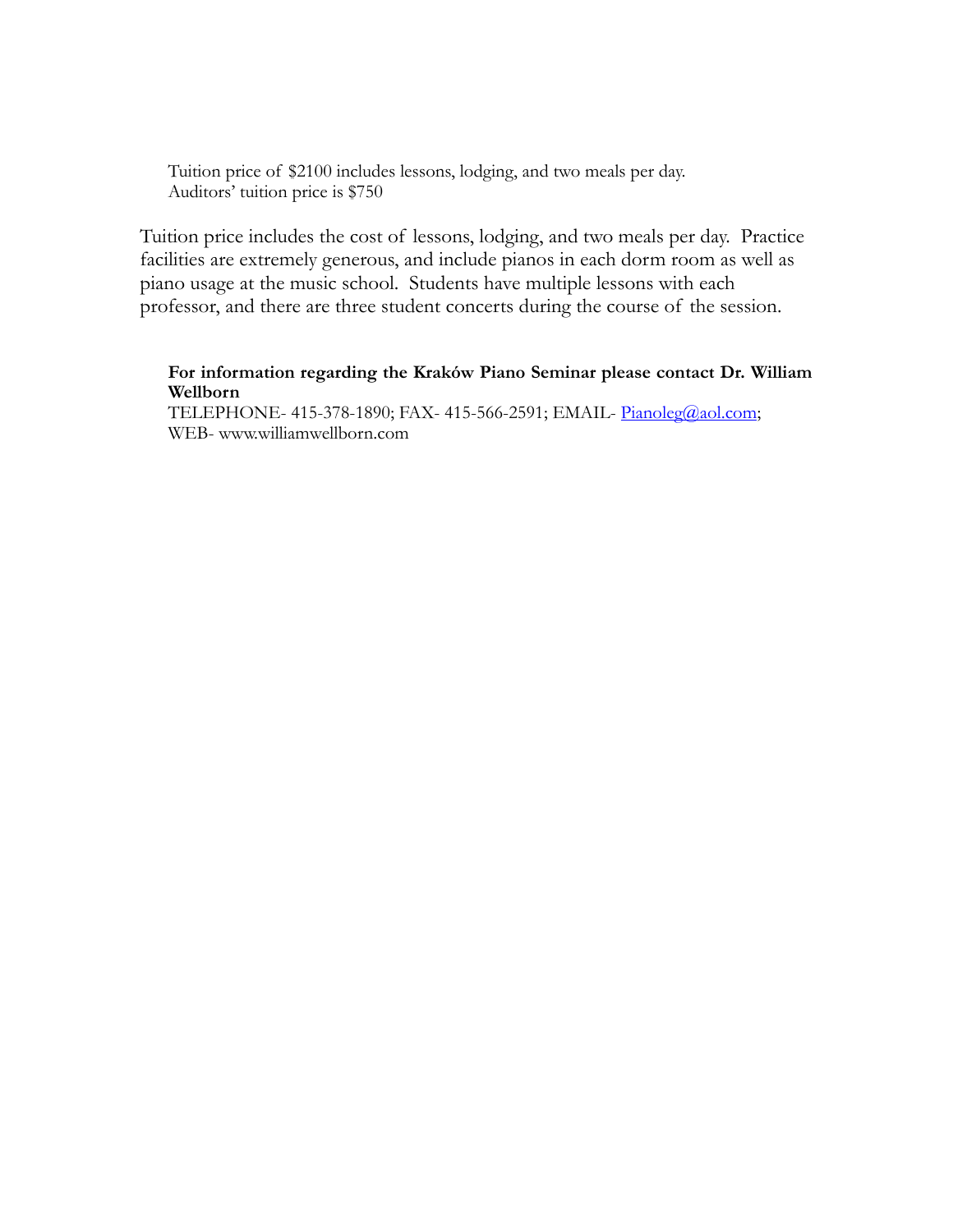Tuition price of $2100 includes lessons, lodging, and two meals per day.
Auditors' tuition price is $750

Tuition price includes the cost of lessons, lodging, and two meals per day. Practice facilities are extremely generous, and include pianos in each dorm room as well as piano usage at the music school. Students have multiple lessons with each professor, and there are three student concerts during the course of the session.

**For information regarding the Kraków Piano Seminar please contact Dr. William Wellborn**
TELEPHONE- 415-378-1890; FAX- 415-566-2591; EMAIL- Pianoleg@aol.com;
WEB- www.williamwellborn.com